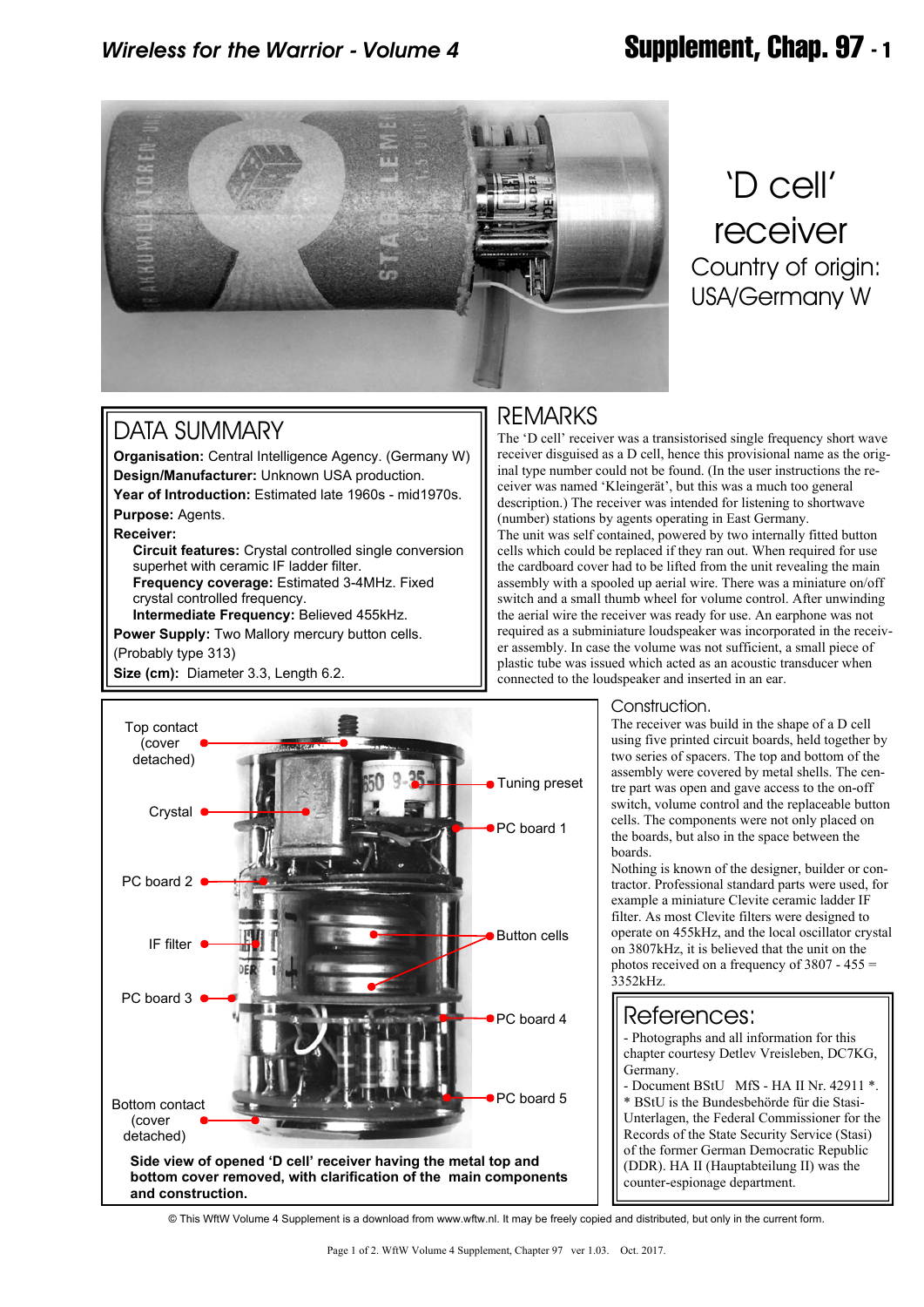# 'D cell' receiver

Country of origin: USA/Germany W

## DATA SUMMARY

**Organisation:** Central Intelligence Agency. (Germany W)
**Design/Manufacturer:** Unknown USA production.
**Year of Introduction:** Estimated late 1960s - mid1970s.
**Purpose:** Agents.
**Receiver:**
**Circuit features:** Crystal controlled single conversion superhet with ceramic IF ladder filter.
**Frequency coverage:** Estimated 3-4MHz. Fixed crystal controlled frequency.
**Intermediate Frequency:** Believed 455kHz.
**Power Supply:** Two Mallory mercury button cells. (Probably type 313)
**Size (cm):** Diameter 3.3, Length 6.2.

## REMARKS

The 'D cell' receiver was a transistorised single frequency short wave receiver disguised as a D cell, hence this provisional name as the original type number could not be found. (In the user instructions the receiver was named 'Kleingerät', but this was a much too general description.) The receiver was intended for listening to shortwave (number) stations by agents operating in East Germany.

The unit was self contained, powered by two internally fitted button cells which could be replaced if they ran out. When required for use the cardboard cover had to be lifted from the unit revealing the main assembly with a spooled up aerial wire. There was a miniature on/off switch and a small thumb wheel for volume control. After unwinding the aerial wire the receiver was ready for use. An earphone was not required as a subminiature loudspeaker was incorporated in the receiver assembly. In case the volume was not sufficient, a small piece of plastic tube was issued which acted as an acoustic transducer when connected to the loudspeaker and inserted in an ear.

### Construction.

The receiver was build in the shape of a D cell using five printed circuit boards, held together by two series of spacers. The top and bottom of the assembly were covered by metal shells. The centre part was open and gave access to the on-off switch, volume control and the replaceable button cells. The components were not only placed on the boards, but also in the space between the boards.

Nothing is known of the designer, builder or contractor. Professional standard parts were used, for example a miniature Clevite ceramic ladder IF filter. As most Clevite filters were designed to operate on 455kHz, and the local oscillator crystal on 3807kHz, it is believed that the unit on the photos received on a frequency of 3807 - 455 = 3352kHz.

Top contact (cover detached) · Crystal · PC board 2 · IF filter · PC board 3 · Bottom contact (cover detached) · Tuning preset · PC board 1 · Button cells · PC board 4 · PC board 5

**Side view of opened 'D cell' receiver having the metal top and bottom cover removed, with clarification of the main components and construction.**

## References:

- Photographs and all information for this chapter courtesy Detlev Vreisleben, DC7KG, Germany.
- Document BStU MfS - HA II Nr. 42911 *.
* BStU is the Bundesbehörde für die Stasi-Unterlagen, the Federal Commissioner for the Records of the State Security Service (Stasi) of the former German Democratic Republic (DDR). HA II (Hauptabteilung II) was the counter-espionage department.

© This WftW Volume 4 Supplement is a download from www.wftw.nl. It may be freely copied and distributed, but only in the current form.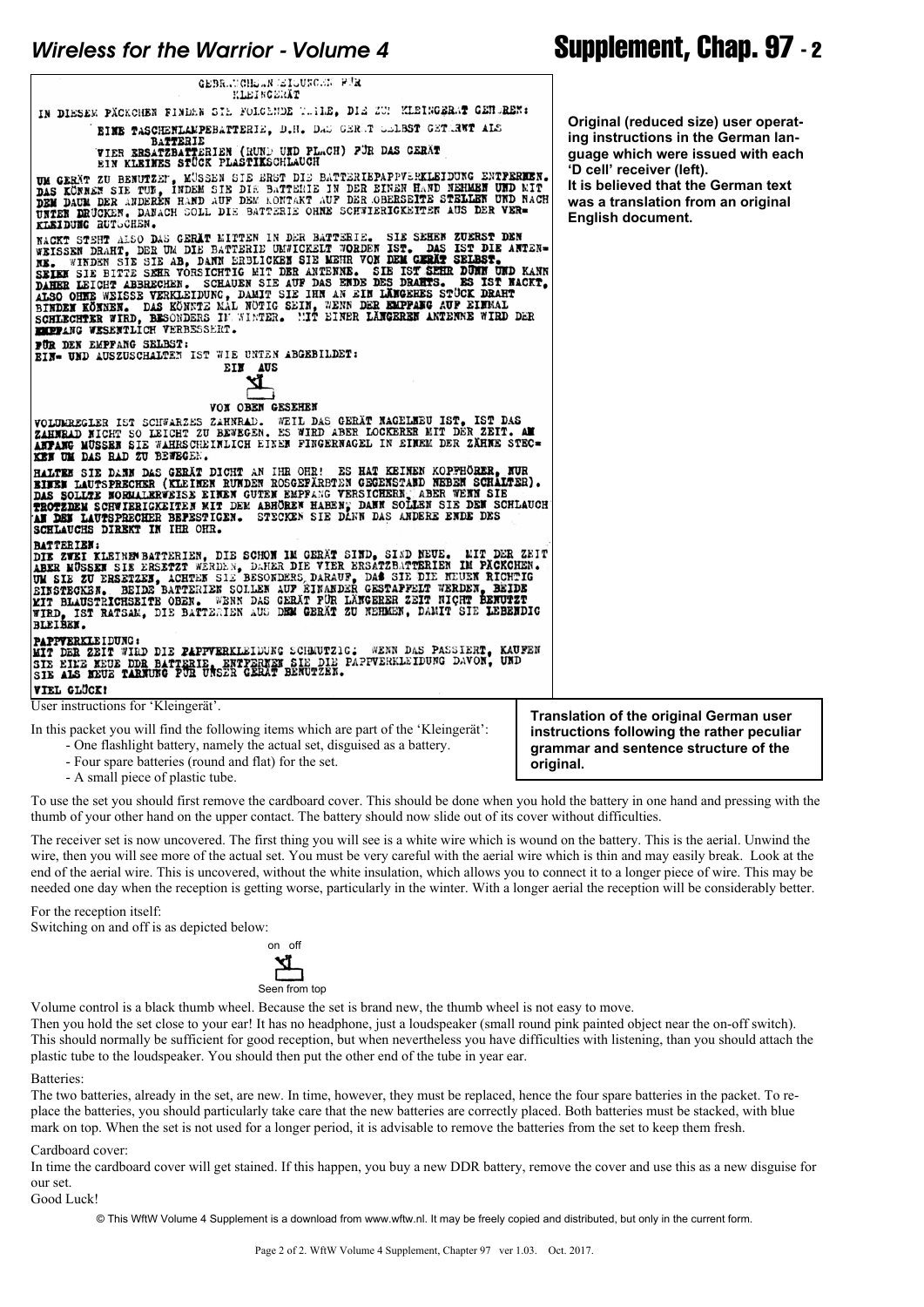GEBRAUCHSANWEISUNGEN FÜR KLEINGERÄT

IN DIESEM PÄCKCHEN FINDEN SIE FOLGENDE TEILE, DIE ZUM KLEINGERÄT GEHÖREN:

EINE TASCHENLAMPEBATTERIE, D.H. DAS GERÄT SELBST GETARNT ALS BATTERIE
VIER ERSATZBATTERIEN (RUND UND FLACH) FÜR DAS GERÄT
EIN KLEINES STÜCK PLASTIKSCHLAUCH

UM GERÄT ZU BENUTZEN, MÜSSEN SIE ERST DIE BATTERIEPAPPVERKLEIDUNG ENTFERNEN. DAS KÖNNEN SIE TUN, INDEM SIE DIE BATTERIE IN DER EINEN HAND NEHMEN UND MIT DEM DAUM DER ANDEREN HAND AUF DEM KONTAKT AUF DER OBERSEITE STELLEN UND NACH UNTEN DRÜCKEN. DANACH SOLL DIE BATTERIE OHNE SCHWIERIGKEITEN AUS DER VERKLEIDUNG RUTSCHEN.

NACKT STEHT ALSO DAS GERÄT MITTEN IN DER BATTERIE. SIE SEHEN ZUERST DEN WEISSEN DRAHT, DER UM DIE BATTERIE UMWICKELT WORDEN IST. DAS IST DIE ANTENNE. WINDEN SIE SIE AB, DANN ERBLICKEN SIE MEHR VON DEM GERÄT SELBST. SEIEN SIE BITTE SEHR VORSICHTIG MIT DER ANTENNE. SIE IST SEHR DÜNN UND KANN DAHER LEICHT ABBRECHEN. SCHAUEN SIE AUF DAS ENDE DES DRAHTS. ES IST NACKT, ALSO OHNE WEISSE VERKLEIDUNG, DAMIT SIE IHN AN EIN LÄNGERES STÜCK DRAHT BINDEN KÖNNEN. DAS KÖNNTE MAL NÖTIG SEIN, WENN DER EMPFANG AUF EINMAL SCHLECHTER WIRD, BESONDERS IM WINTER. MIT EINER LÄNGEREN ANTENNE WIRD DER EMPFANG WESENTLICH VERBESSERT.

FÜR DEN EMPFANG SELBST:
EIN- UND AUSZUSCHALTEN IST WIE UNTEN ABGEBILDET:

EIN AUS

VON OBEN GESEHEN

VOLUMREGLER IST SCHWARZES ZAHNRAD. WEIL DAS GERÄT NAGELNEU IST, IST DAS ZAHNRAD NICHT SO LEICHT ZU BEWEGEN. ES WIRD ABER LOCKERER MIT DER ZEIT. AM ANFANG MÜSSEN SIE WAHRSCHEINLICH EINEN FINGERNAGEL IN EINEM DER ZÄHNE STECKEN UM DAS RAD ZU BEWEGEN.

HALTEN SIE DANN DAS GERÄT DICHT AN IHR OHR! ES HAT KEINEN KOPFHÖRER, NUR EINEN LAUTSPRECHER (KLEINEN RUNDEN ROSGEFÄRBTEN GEGENSTAND NEBEN SCHALTER). DAS SOLLTE NORMALERWEISE EINEN GUTEN EMPFANG VERSICHERN, ABER WENN SIE TROTZDEM SCHWIERIGKEITEN MIT DEM ABHÖREN HABEN, DANN SOLLEN SIE DEN SCHLAUCH AN DEN LAUTSPRECHER BEFESTIGEN. STECKEN SIE DANN DAS ANDERE ENDE DES SCHLAUCHS DIREKT IN IHR OHR.

BATTERIEN:
DIE ZWEI KLEINEN BATTERIEN, DIE SCHON IM GERÄT SIND, SIND NEUE. MIT DER ZEIT ABER MÜSSEN SIE ERSETZT WERDEN, DAHER DIE VIER ERSATZBATTERIEN IM PÄCKCHEN. UM SIE ZU ERSETZEN, ACHTEN SIE BESONDERS DARAUF, DAS SIE DIE NEUEN RICHTIG EINSTECKEN. BEIDE BATTERIEN SOLLEN AUF EINANDER GESTAPELT WERDEN, BEIDE MIT BLAUSTRICHSEITE OBEN. WENN DAS GERÄT FÜR LÄNGERER ZEIT NICHT BENUTZT WIRD, IST RATSAM, DIE BATTERIEN AUS DEM GERÄT ZU NEHMEN, DAMIT SIE LEBENDIG BLEIBEN.

PAPPVERKLEIDUNG:
MIT DER ZEIT WIRD DIE PAPPVERKLEIDUNG SCHMUTZIG. WENN DAS PASSIERT, KAUFEN SIE EINE NEUE DDR BATTERIE, ENTFERNEN SIE DIE PAPPVERKLEIDUNG DAVON, UND SIE ALS NEUE TARNUNG FÜR UNSER GERÄT BENÜTZEN.

VIEL GLÜCK!

User instructions for 'Kleingerät'.

**Original (reduced size) user operating instructions in the German language which were issued with each 'D cell' receiver (left).**
**It is believed that the German text was a translation from an original English document.**

**Translation of the original German user instructions following the rather peculiar grammar and sentence structure of the original.**

In this packet you will find the following items which are part of the 'Kleingerät':

- One flashlight battery, namely the actual set, disguised as a battery.
- Four spare batteries (round and flat) for the set.
- A small piece of plastic tube.

To use the set you should first remove the cardboard cover. This should be done when you hold the battery in one hand and pressing with the thumb of your other hand on the upper contact. The battery should now slide out of its cover without difficulties.

The receiver set is now uncovered. The first thing you will see is a white wire which is wound on the battery. This is the aerial. Unwind the wire, then you will see more of the actual set. You must be very careful with the aerial wire which is thin and may easily break. Look at the end of the aerial wire. This is uncovered, without the white insulation, which allows you to connect it to a longer piece of wire. This may be needed one day when the reception is getting worse, particularly in the winter. With a longer aerial the reception will be considerably better.

For the reception itself:
Switching on and off is as depicted below:

on off

Seen from top

Volume control is a black thumb wheel. Because the set is brand new, the thumb wheel is not easy to move.
Then you hold the set close to your ear! It has no headphone, just a loudspeaker (small round pink painted object near the on-off switch). This should normally be sufficient for good reception, but when nevertheless you have difficulties with listening, than you should attach the plastic tube to the loudspeaker. You should then put the other end of the tube in year ear.

Batteries:
The two batteries, already in the set, are new. In time, however, they must be replaced, hence the four spare batteries in the packet. To replace the batteries, you should particularly take care that the new batteries are correctly placed. Both batteries must be stacked, with blue mark on top. When the set is not used for a longer period, it is advisable to remove the batteries from the set to keep them fresh.

Cardboard cover:
In time the cardboard cover will get stained. If this happen, you buy a new DDR battery, remove the cover and use this as a new disguise for our set.
Good Luck!

© This WftW Volume 4 Supplement is a download from www.wftw.nl. It may be freely copied and distributed, but only in the current form.